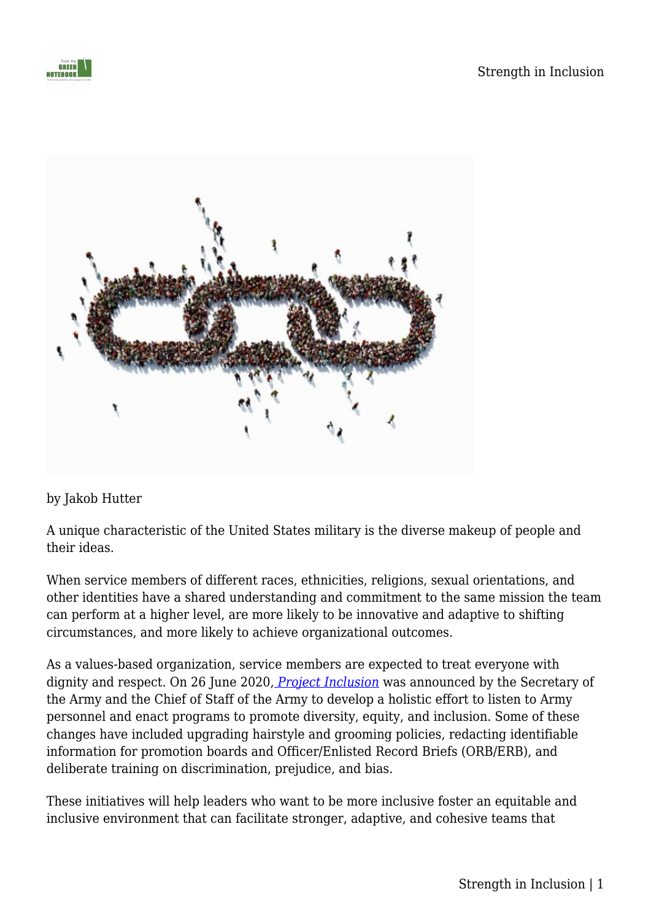by Jakob Hutter

A unique characteristic of the United States military is the diverse makeup of people and their ideas.

When service members of different races, ethnicities, religions, sexual orientations, and other identities have a shared understanding and commitment to the same mission the team can perform at a higher level, are more likely to be innovative and adaptive to shifting circumstances, and more likely to achieve organizational outcomes.

As a values-based organization, service members are expected to treat everyone with dignity and respect. On 26 June 2020, *Project Inclusion* was announced by the Secretary of the Army and the Chief of Staff of the Army to develop a holistic effort to listen to Army personnel and enact programs to promote diversity, equity, and inclusion. Some of these changes have included upgrading hairstyle and grooming policies, redacting identifiable information for promotion boards and Officer/Enlisted Record Briefs (ORB/ERB), and deliberate training on discrimination, prejudice, and bias.

These initiatives will help leaders who want to be more inclusive foster an equitable and inclusive environment that can facilitate stronger, adaptive, and cohesive teams that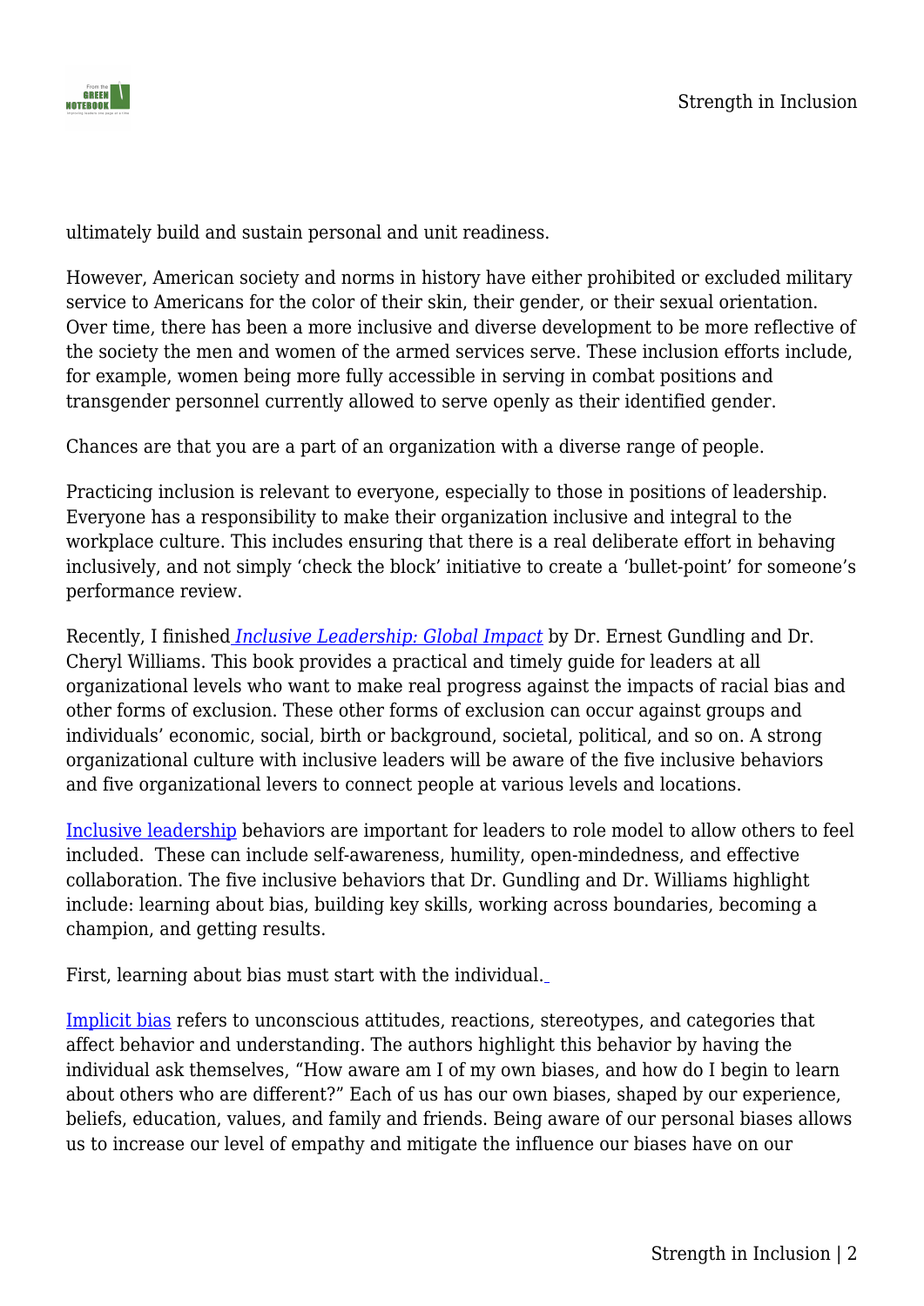ultimately build and sustain personal and unit readiness.

However, American society and norms in history have either prohibited or excluded military service to Americans for the color of their skin, their gender, or their sexual orientation. Over time, there has been a more inclusive and diverse development to be more reflective of the society the men and women of the armed services serve. These inclusion efforts include, for example, women being more fully accessible in serving in combat positions and transgender personnel currently allowed to serve openly as their identified gender.

Chances are that you are a part of an organization with a diverse range of people.

Practicing inclusion is relevant to everyone, especially to those in positions of leadership. Everyone has a responsibility to make their organization inclusive and integral to the workplace culture. This includes ensuring that there is a real deliberate effort in behaving inclusively, and not simply 'check the block' initiative to create a 'bullet-point' for someone's performance review.

Recently, I finished *Inclusive Leadership: Global Impact* by Dr. Ernest Gundling and Dr. Cheryl Williams. This book provides a practical and timely guide for leaders at all organizational levels who want to make real progress against the impacts of racial bias and other forms of exclusion. These other forms of exclusion can occur against groups and individuals' economic, social, birth or background, societal, political, and so on. A strong organizational culture with inclusive leaders will be aware of the five inclusive behaviors and five organizational levers to connect people at various levels and locations.

Inclusive leadership behaviors are important for leaders to role model to allow others to feel included. These can include self-awareness, humility, open-mindedness, and effective collaboration. The five inclusive behaviors that Dr. Gundling and Dr. Williams highlight include: learning about bias, building key skills, working across boundaries, becoming a champion, and getting results.

First, learning about bias must start with the individual.

Implicit bias refers to unconscious attitudes, reactions, stereotypes, and categories that affect behavior and understanding. The authors highlight this behavior by having the individual ask themselves, "How aware am I of my own biases, and how do I begin to learn about others who are different?" Each of us has our own biases, shaped by our experience, beliefs, education, values, and family and friends. Being aware of our personal biases allows us to increase our level of empathy and mitigate the influence our biases have on our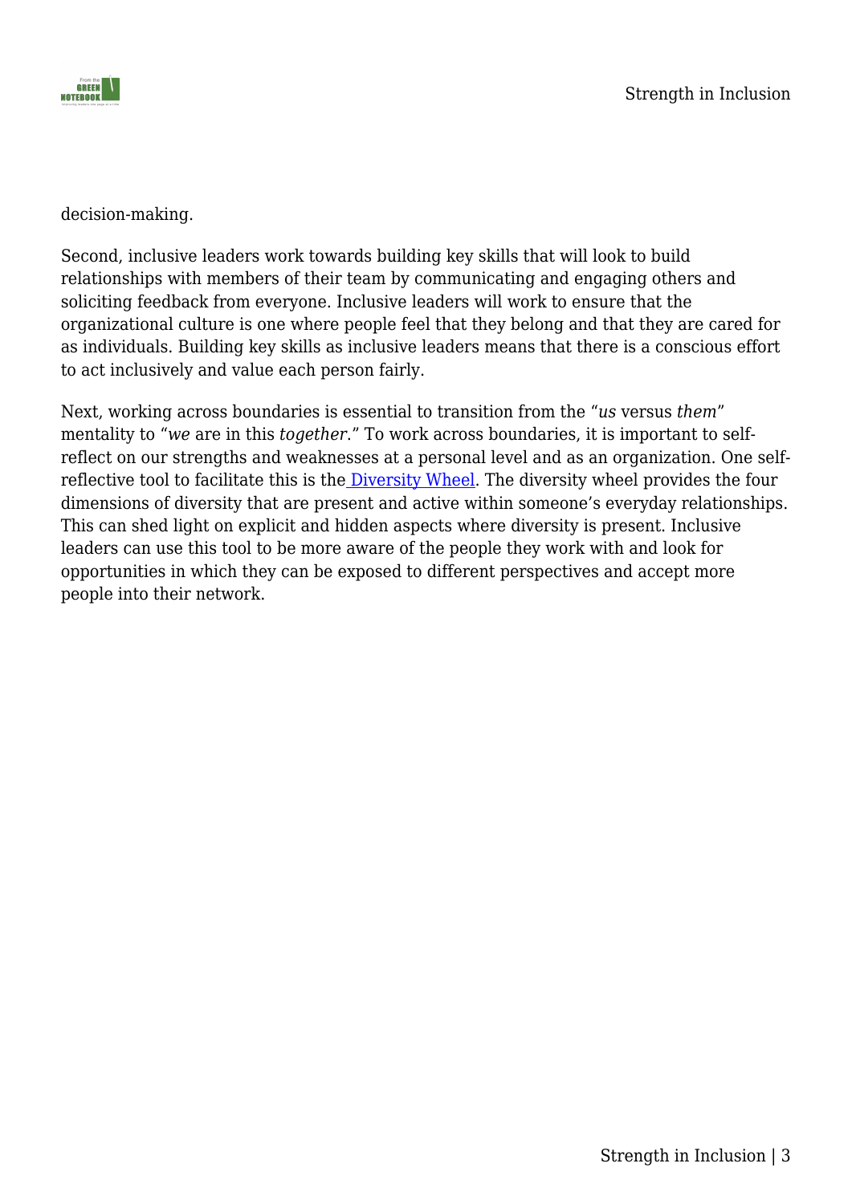decision-making.

Second, inclusive leaders work towards building key skills that will look to build relationships with members of their team by communicating and engaging others and soliciting feedback from everyone. Inclusive leaders will work to ensure that the organizational culture is one where people feel that they belong and that they are cared for as individuals. Building key skills as inclusive leaders means that there is a conscious effort to act inclusively and value each person fairly.

Next, working across boundaries is essential to transition from the "*us* versus *them*" mentality to "*we* are in this *together*." To work across boundaries, it is important to self-reflect on our strengths and weaknesses at a personal level and as an organization. One self-reflective tool to facilitate this is the Diversity Wheel. The diversity wheel provides the four dimensions of diversity that are present and active within someone's everyday relationships. This can shed light on explicit and hidden aspects where diversity is present. Inclusive leaders can use this tool to be more aware of the people they work with and look for opportunities in which they can be exposed to different perspectives and accept more people into their network.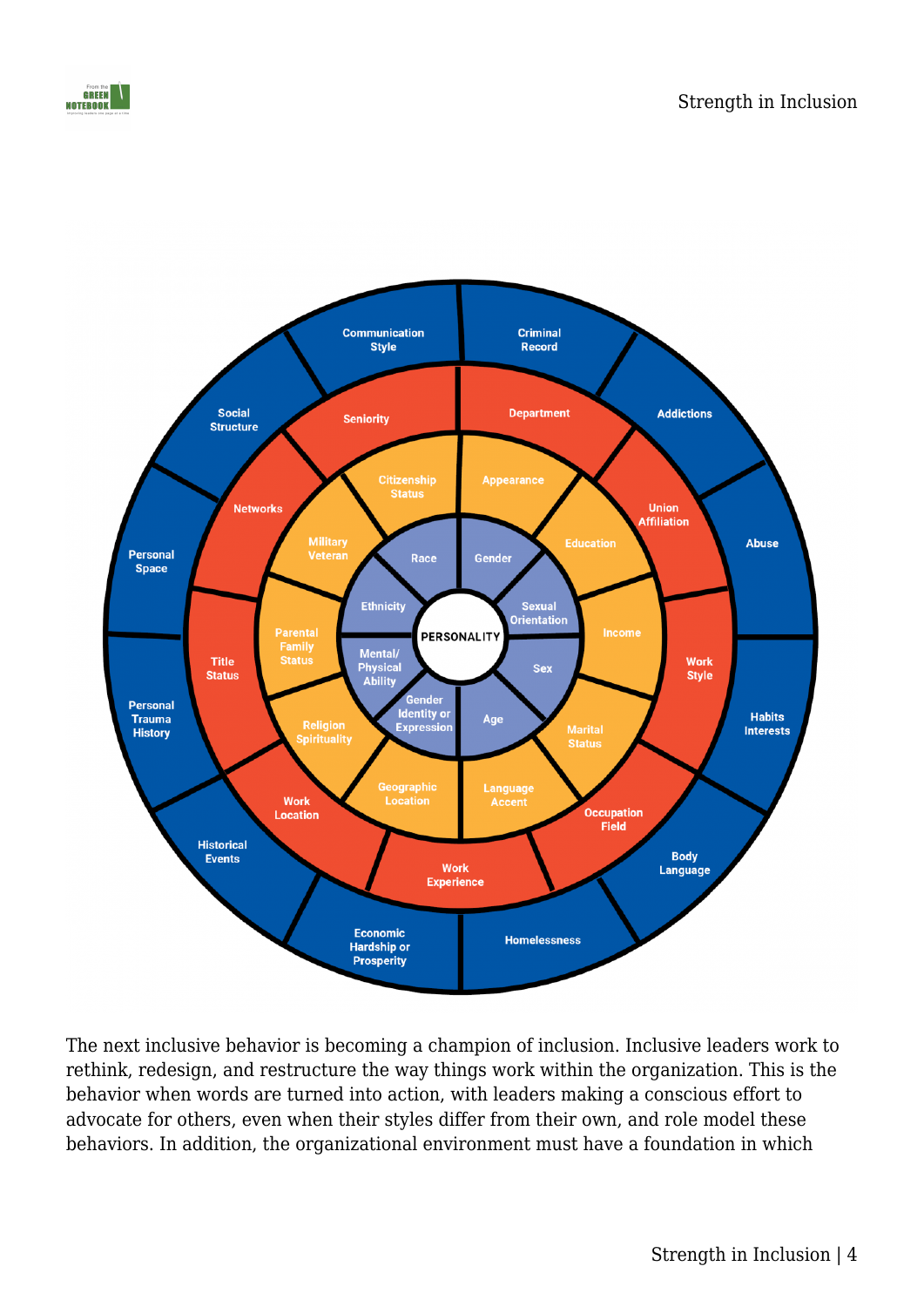The next inclusive behavior is becoming a champion of inclusion. Inclusive leaders work to rethink, redesign, and restructure the way things work within the organization. This is the behavior when words are turned into action, with leaders making a conscious effort to advocate for others, even when their styles differ from their own, and role model these behaviors. In addition, the organizational environment must have a foundation in which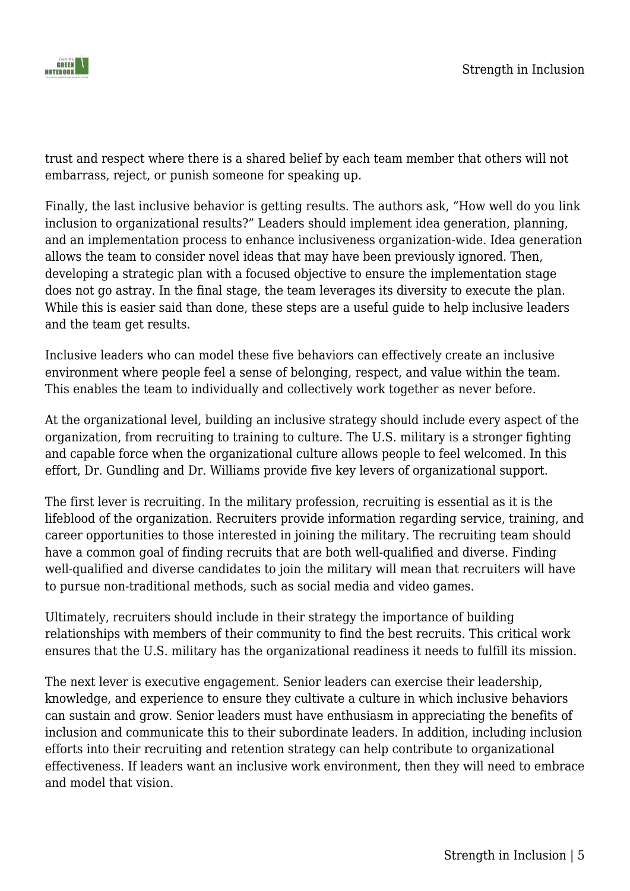trust and respect where there is a shared belief by each team member that others will not embarrass, reject, or punish someone for speaking up.

Finally, the last inclusive behavior is getting results. The authors ask, "How well do you link inclusion to organizational results?" Leaders should implement idea generation, planning, and an implementation process to enhance inclusiveness organization-wide. Idea generation allows the team to consider novel ideas that may have been previously ignored. Then, developing a strategic plan with a focused objective to ensure the implementation stage does not go astray. In the final stage, the team leverages its diversity to execute the plan. While this is easier said than done, these steps are a useful guide to help inclusive leaders and the team get results.

Inclusive leaders who can model these five behaviors can effectively create an inclusive environment where people feel a sense of belonging, respect, and value within the team. This enables the team to individually and collectively work together as never before.

At the organizational level, building an inclusive strategy should include every aspect of the organization, from recruiting to training to culture. The U.S. military is a stronger fighting and capable force when the organizational culture allows people to feel welcomed. In this effort, Dr. Gundling and Dr. Williams provide five key levers of organizational support.

The first lever is recruiting. In the military profession, recruiting is essential as it is the lifeblood of the organization. Recruiters provide information regarding service, training, and career opportunities to those interested in joining the military. The recruiting team should have a common goal of finding recruits that are both well-qualified and diverse. Finding well-qualified and diverse candidates to join the military will mean that recruiters will have to pursue non-traditional methods, such as social media and video games.

Ultimately, recruiters should include in their strategy the importance of building relationships with members of their community to find the best recruits. This critical work ensures that the U.S. military has the organizational readiness it needs to fulfill its mission.

The next lever is executive engagement. Senior leaders can exercise their leadership, knowledge, and experience to ensure they cultivate a culture in which inclusive behaviors can sustain and grow. Senior leaders must have enthusiasm in appreciating the benefits of inclusion and communicate this to their subordinate leaders. In addition, including inclusion efforts into their recruiting and retention strategy can help contribute to organizational effectiveness. If leaders want an inclusive work environment, then they will need to embrace and model that vision.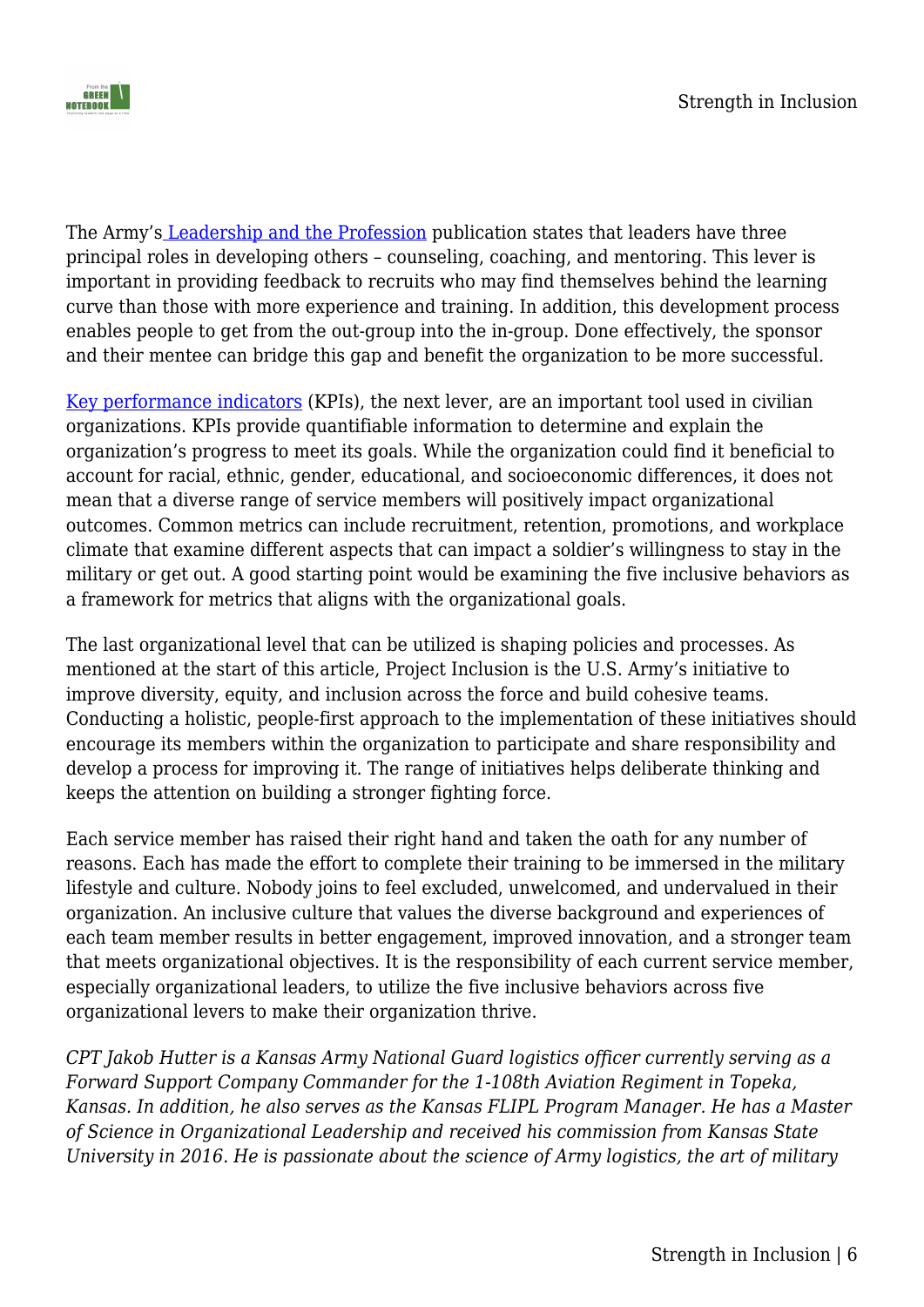The Army's [Leadership and the Profession](#) publication states that leaders have three principal roles in developing others – counseling, coaching, and mentoring. This lever is important in providing feedback to recruits who may find themselves behind the learning curve than those with more experience and training. In addition, this development process enables people to get from the out-group into the in-group. Done effectively, the sponsor and their mentee can bridge this gap and benefit the organization to be more successful.

[Key performance indicators](#) (KPIs), the next lever, are an important tool used in civilian organizations. KPIs provide quantifiable information to determine and explain the organization's progress to meet its goals. While the organization could find it beneficial to account for racial, ethnic, gender, educational, and socioeconomic differences, it does not mean that a diverse range of service members will positively impact organizational outcomes. Common metrics can include recruitment, retention, promotions, and workplace climate that examine different aspects that can impact a soldier's willingness to stay in the military or get out. A good starting point would be examining the five inclusive behaviors as a framework for metrics that aligns with the organizational goals.

The last organizational level that can be utilized is shaping policies and processes. As mentioned at the start of this article, Project Inclusion is the U.S. Army's initiative to improve diversity, equity, and inclusion across the force and build cohesive teams. Conducting a holistic, people-first approach to the implementation of these initiatives should encourage its members within the organization to participate and share responsibility and develop a process for improving it. The range of initiatives helps deliberate thinking and keeps the attention on building a stronger fighting force.

Each service member has raised their right hand and taken the oath for any number of reasons. Each has made the effort to complete their training to be immersed in the military lifestyle and culture. Nobody joins to feel excluded, unwelcomed, and undervalued in their organization. An inclusive culture that values the diverse background and experiences of each team member results in better engagement, improved innovation, and a stronger team that meets organizational objectives. It is the responsibility of each current service member, especially organizational leaders, to utilize the five inclusive behaviors across five organizational levers to make their organization thrive.

*CPT Jakob Hutter is a Kansas Army National Guard logistics officer currently serving as a Forward Support Company Commander for the 1-108th Aviation Regiment in Topeka, Kansas. In addition, he also serves as the Kansas FLIPL Program Manager. He has a Master of Science in Organizational Leadership and received his commission from Kansas State University in 2016. He is passionate about the science of Army logistics, the art of military*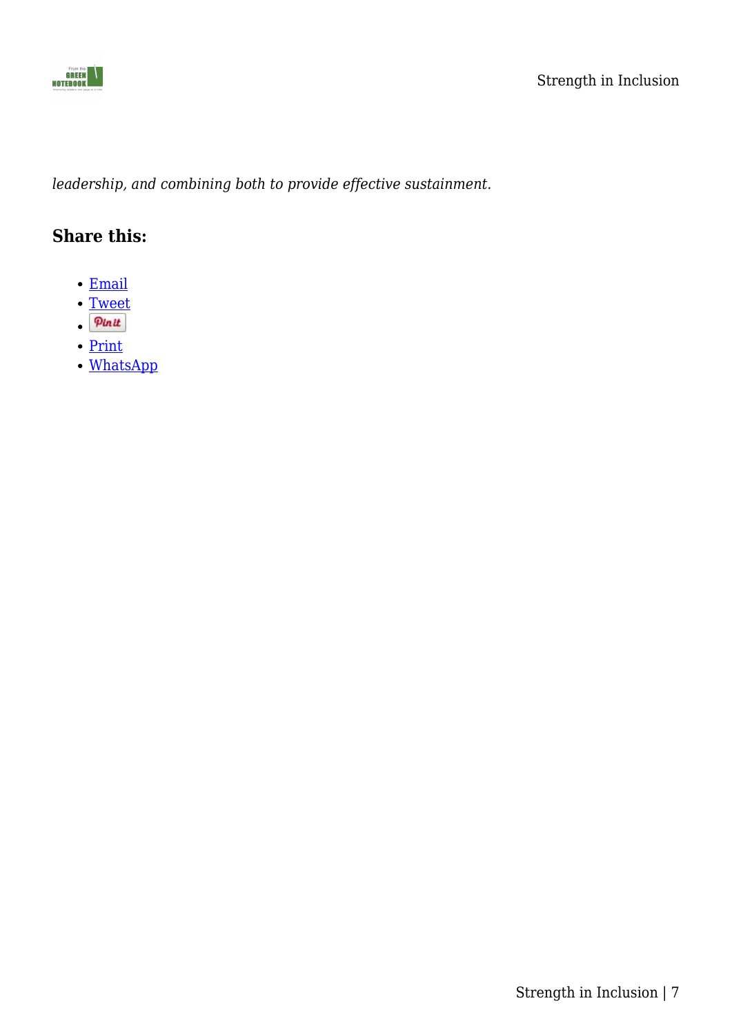*leadership, and combining both to provide effective sustainment.*

### Share this:

- Email
- Tweet
- Pin it
- Print
- WhatsApp